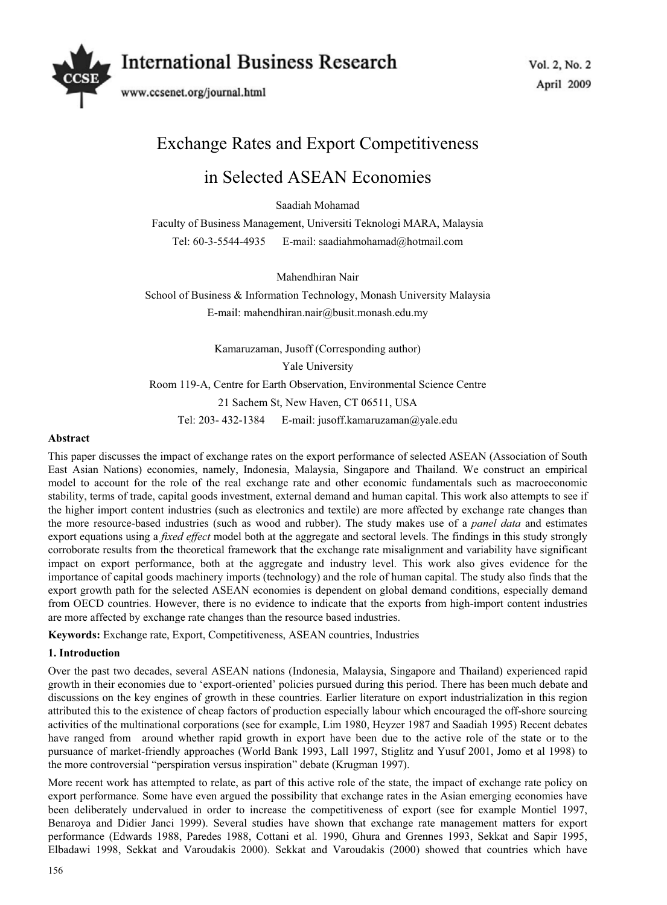# Exchange Rates and Export Competitiveness in Selected ASEAN Economies

Saadiah Mohamad

Faculty of Business Management, Universiti Teknologi MARA, Malaysia

Tel: 60-3-5544-4935 E-mail: saadiahmohamad@hotmail.com

Mahendhiran Nair

School of Business & Information Technology, Monash University Malaysia

E-mail: mahendhiran.nair@busit.monash.edu.my

Kamaruzaman, Jusoff (Corresponding author)

Yale University

Room 119-A, Centre for Earth Observation, Environmental Science Centre

21 Sachem St, New Haven, CT 06511, USA

Tel: 203- 432-1384 E-mail: jusoff.kamaruzaman@yale.edu

**Abstract**

This paper discusses the impact of exchange rates on the export performance of selected ASEAN (Association of South East Asian Nations) economies, namely, Indonesia, Malaysia, Singapore and Thailand. We construct an empirical model to account for the role of the real exchange rate and other economic fundamentals such as macroeconomic stability, terms of trade, capital goods investment, external demand and human capital. This work also attempts to see if the higher import content industries (such as electronics and textile) are more affected by exchange rate changes than the more resource-based industries (such as wood and rubber). The study makes use of a *panel data* and estimates export equations using a *fixed effect* model both at the aggregate and sectoral levels. The findings in this study strongly corroborate results from the theoretical framework that the exchange rate misalignment and variability have significant impact on export performance, both at the aggregate and industry level. This work also gives evidence for the importance of capital goods machinery imports (technology) and the role of human capital. The study also finds that the export growth path for the selected ASEAN economies is dependent on global demand conditions, especially demand from OECD countries. However, there is no evidence to indicate that the exports from high-import content industries are more affected by exchange rate changes than the resource based industries.

**Keywords:** Exchange rate, Export, Competitiveness, ASEAN countries, Industries

## 1. Introduction

Over the past two decades, several ASEAN nations (Indonesia, Malaysia, Singapore and Thailand) experienced rapid growth in their economies due to 'export-oriented' policies pursued during this period. There has been much debate and discussions on the key engines of growth in these countries. Earlier literature on export industrialization in this region attributed this to the existence of cheap factors of production especially labour which encouraged the off-shore sourcing activities of the multinational corporations (see for example, Lim 1980, Heyzer 1987 and Saadiah 1995) Recent debates have ranged from around whether rapid growth in export have been due to the active role of the state or to the pursuance of market-friendly approaches (World Bank 1993, Lall 1997, Stiglitz and Yusuf 2001, Jomo et al 1998) to the more controversial "perspiration versus inspiration" debate (Krugman 1997).

More recent work has attempted to relate, as part of this active role of the state, the impact of exchange rate policy on export performance. Some have even argued the possibility that exchange rates in the Asian emerging economies have been deliberately undervalued in order to increase the competitiveness of export (see for example Montiel 1997, Benaroya and Didier Janci 1999). Several studies have shown that exchange rate management matters for export performance (Edwards 1988, Paredes 1988, Cottani et al. 1990, Ghura and Grennes 1993, Sekkat and Sapir 1995, Elbadawi 1998, Sekkat and Varoudakis 2000). Sekkat and Varoudakis (2000) showed that countries which have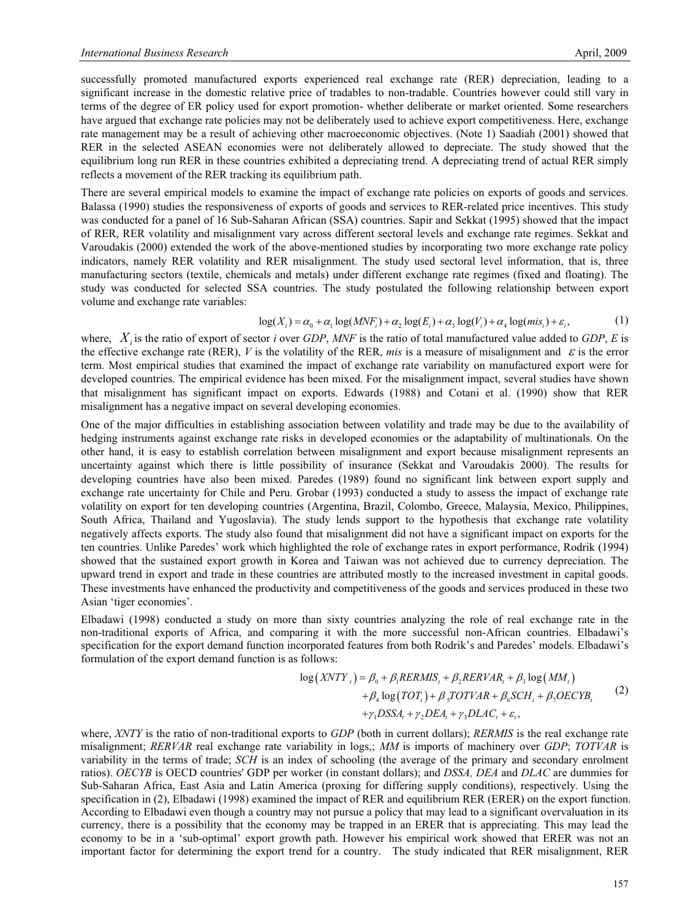successfully promoted manufactured exports experienced real exchange rate (RER) depreciation, leading to a significant increase in the domestic relative price of tradables to non-tradable. Countries however could still vary in terms of the degree of ER policy used for export promotion- whether deliberate or market oriented. Some researchers have argued that exchange rate policies may not be deliberately used to achieve export competitiveness. Here, exchange rate management may be a result of achieving other macroeconomic objectives. (Note 1) Saadiah (2001) showed that RER in the selected ASEAN economies were not deliberately allowed to depreciate. The study showed that the equilibrium long run RER in these countries exhibited a depreciating trend. A depreciating trend of actual RER simply reflects a movement of the RER tracking its equilibrium path.

There are several empirical models to examine the impact of exchange rate policies on exports of goods and services. Balassa (1990) studies the responsiveness of exports of goods and services to RER-related price incentives. This study was conducted for a panel of 16 Sub-Saharan African (SSA) countries. Sapir and Sekkat (1995) showed that the impact of RER, RER volatility and misalignment vary across different sectoral levels and exchange rate regimes. Sekkat and Varoudakis (2000) extended the work of the above-mentioned studies by incorporating two more exchange rate policy indicators, namely RER volatility and RER misalignment. The study used sectoral level information, that is, three manufacturing sectors (textile, chemicals and metals) under different exchange rate regimes (fixed and floating). The study was conducted for selected SSA countries. The study postulated the following relationship between export volume and exchange rate variables:

$$\log(X_i) = \alpha_0 + \alpha_1 \log(MNF_i) + \alpha_2 \log(E_i) + \alpha_3 \log(V_i) + \alpha_4 \log(mis_i) + \varepsilon_i, \tag{1}$$

where, $X_i$ is the ratio of export of sector *i* over *GDP*, *MNF* is the ratio of total manufactured value added to *GDP*, *E* is the effective exchange rate (RER), *V* is the volatility of the RER, *mis* is a measure of misalignment and $\varepsilon$ is the error term. Most empirical studies that examined the impact of exchange rate variability on manufactured export were for developed countries. The empirical evidence has been mixed. For the misalignment impact, several studies have shown that misalignment has significant impact on exports. Edwards (1988) and Cotani et al. (1990) show that RER misalignment has a negative impact on several developing economies.

One of the major difficulties in establishing association between volatility and trade may be due to the availability of hedging instruments against exchange rate risks in developed economies or the adaptability of multinationals. On the other hand, it is easy to establish correlation between misalignment and export because misalignment represents an uncertainty against which there is little possibility of insurance (Sekkat and Varoudakis 2000). The results for developing countries have also been mixed. Paredes (1989) found no significant link between export supply and exchange rate uncertainty for Chile and Peru. Grobar (1993) conducted a study to assess the impact of exchange rate volatility on export for ten developing countries (Argentina, Brazil, Colombo, Greece, Malaysia, Mexico, Philippines, South Africa, Thailand and Yugoslavia). The study lends support to the hypothesis that exchange rate volatility negatively affects exports. The study also found that misalignment did not have a significant impact on exports for the ten countries. Unlike Paredes' work which highlighted the role of exchange rates in export performance, Rodrik (1994) showed that the sustained export growth in Korea and Taiwan was not achieved due to currency depreciation. The upward trend in export and trade in these countries are attributed mostly to the increased investment in capital goods. These investments have enhanced the productivity and competitiveness of the goods and services produced in these two Asian 'tiger economies'.

Elbadawi (1998) conducted a study on more than sixty countries analyzing the role of real exchange rate in the non-traditional exports of Africa, and comparing it with the more successful non-African countries. Elbadawi's specification for the export demand function incorporated features from both Rodrik's and Paredes' models. Elbadawi's formulation of the export demand function is as follows:

$$\begin{aligned}\log\left(XNTY_t\right) = \beta_0 + \beta_1 RERMIS_t + \beta_2 RERVAR_t + \beta_3 \log\left(MM_t\right) \\ + \beta_4 \log\left(TOT_t\right) + \beta_5 TOTVAR + \beta_6 SCH_t + \beta_7 OECYB_t \\ + \gamma_1 DSSA_t + \gamma_2 DEA_t + \gamma_3 DLAC_t + \varepsilon_t,\end{aligned} \tag{2}$$

where, *XNTY* is the ratio of non-traditional exports to *GDP* (both in current dollars); *RERMIS* is the real exchange rate misalignment; *RERVAR* real exchange rate variability in logs,; *MM* is imports of machinery over *GDP*; *TOTVAR* is variability in the terms of trade; *SCH* is an index of schooling (the average of the primary and secondary enrolment ratios). *OECYB* is OECD countries' GDP per worker (in constant dollars); and *DSSA, DEA* and *DLAC* are dummies for Sub-Saharan Africa, East Asia and Latin America (proxing for differing supply conditions), respectively. Using the specification in (2), Elbadawi (1998) examined the impact of RER and equilibrium RER (ERER) on the export function. According to Elbadawi even though a country may not pursue a policy that may lead to a significant overvaluation in its currency, there is a possibility that the economy may be trapped in an ERER that is appreciating. This may lead the economy to be in a 'sub-optimal' export growth path. However his empirical work showed that ERER was not an important factor for determining the export trend for a country. The study indicated that RER misalignment, RER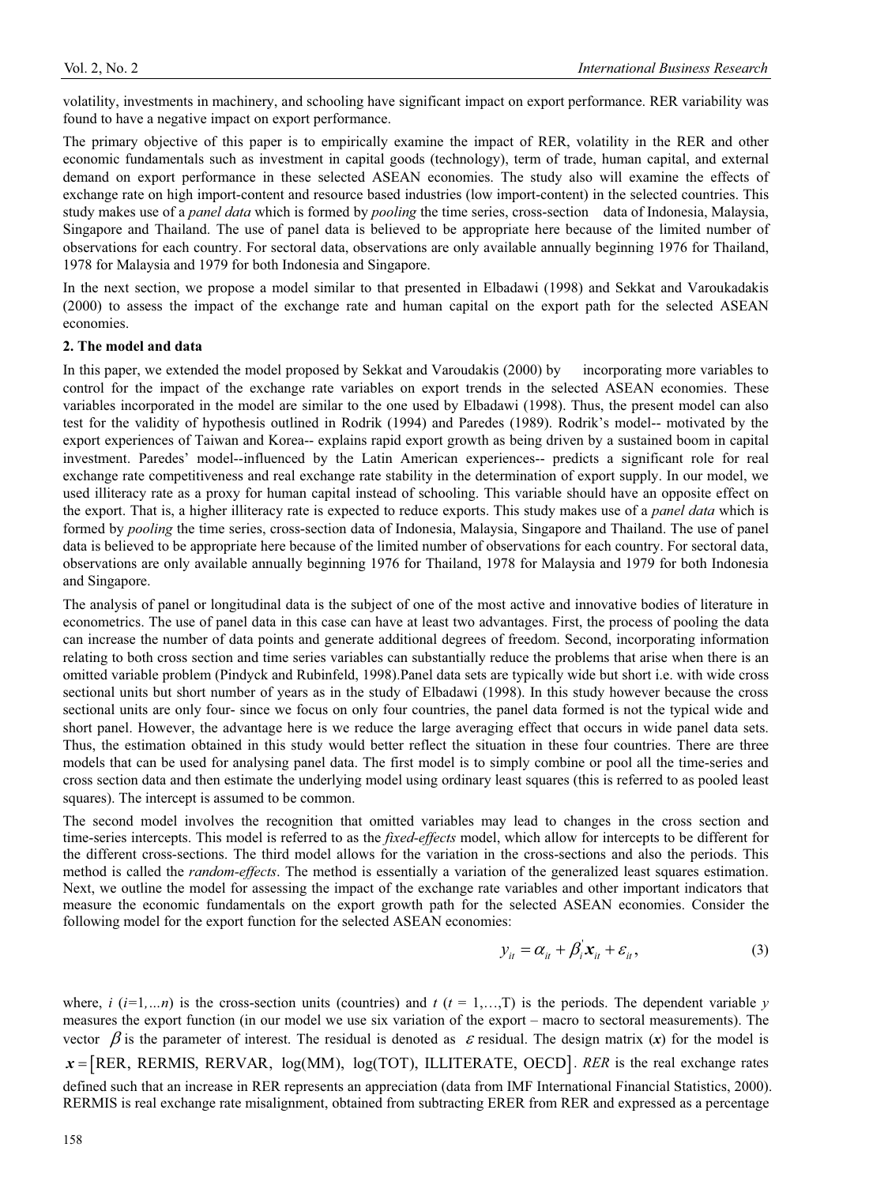volatility, investments in machinery, and schooling have significant impact on export performance. RER variability was found to have a negative impact on export performance.

The primary objective of this paper is to empirically examine the impact of RER, volatility in the RER and other economic fundamentals such as investment in capital goods (technology), term of trade, human capital, and external demand on export performance in these selected ASEAN economies. The study also will examine the effects of exchange rate on high import-content and resource based industries (low import-content) in the selected countries. This study makes use of a *panel data* which is formed by *pooling* the time series, cross-section data of Indonesia, Malaysia, Singapore and Thailand. The use of panel data is believed to be appropriate here because of the limited number of observations for each country. For sectoral data, observations are only available annually beginning 1976 for Thailand, 1978 for Malaysia and 1979 for both Indonesia and Singapore.

In the next section, we propose a model similar to that presented in Elbadawi (1998) and Sekkat and Varoukadakis (2000) to assess the impact of the exchange rate and human capital on the export path for the selected ASEAN economies.

## 2. The model and data

In this paper, we extended the model proposed by Sekkat and Varoudakis (2000) by incorporating more variables to control for the impact of the exchange rate variables on export trends in the selected ASEAN economies. These variables incorporated in the model are similar to the one used by Elbadawi (1998). Thus, the present model can also test for the validity of hypothesis outlined in Rodrik (1994) and Paredes (1989). Rodrik's model-- motivated by the export experiences of Taiwan and Korea-- explains rapid export growth as being driven by a sustained boom in capital investment. Paredes' model--influenced by the Latin American experiences-- predicts a significant role for real exchange rate competitiveness and real exchange rate stability in the determination of export supply. In our model, we used illiteracy rate as a proxy for human capital instead of schooling. This variable should have an opposite effect on the export. That is, a higher illiteracy rate is expected to reduce exports. This study makes use of a *panel data* which is formed by *pooling* the time series, cross-section data of Indonesia, Malaysia, Singapore and Thailand. The use of panel data is believed to be appropriate here because of the limited number of observations for each country. For sectoral data, observations are only available annually beginning 1976 for Thailand, 1978 for Malaysia and 1979 for both Indonesia and Singapore.

The analysis of panel or longitudinal data is the subject of one of the most active and innovative bodies of literature in econometrics. The use of panel data in this case can have at least two advantages. First, the process of pooling the data can increase the number of data points and generate additional degrees of freedom. Second, incorporating information relating to both cross section and time series variables can substantially reduce the problems that arise when there is an omitted variable problem (Pindyck and Rubinfeld, 1998).Panel data sets are typically wide but short i.e. with wide cross sectional units but short number of years as in the study of Elbadawi (1998). In this study however because the cross sectional units are only four- since we focus on only four countries, the panel data formed is not the typical wide and short panel. However, the advantage here is we reduce the large averaging effect that occurs in wide panel data sets. Thus, the estimation obtained in this study would better reflect the situation in these four countries. There are three models that can be used for analysing panel data. The first model is to simply combine or pool all the time-series and cross section data and then estimate the underlying model using ordinary least squares (this is referred to as pooled least squares). The intercept is assumed to be common.

The second model involves the recognition that omitted variables may lead to changes in the cross section and time-series intercepts. This model is referred to as the *fixed-effects* model, which allow for intercepts to be different for the different cross-sections. The third model allows for the variation in the cross-sections and also the periods. This method is called the *random-effects*. The method is essentially a variation of the generalized least squares estimation. Next, we outline the model for assessing the impact of the exchange rate variables and other important indicators that measure the economic fundamentals on the export growth path for the selected ASEAN economies. Consider the following model for the export function for the selected ASEAN economies:

$$y_{it} = \alpha_{it} + \beta_i^{'} \boldsymbol{x}_{it} + \varepsilon_{it}, \tag{3}$$

where, $i$ ($i$=1,...$n$) is the cross-section units (countries) and $t$ ($t$ = 1,…,T) is the periods. The dependent variable $y$ measures the export function (in our model we use six variation of the export – macro to sectoral measurements). The vector $\beta$ is the parameter of interest. The residual is denoted as $\varepsilon$ residual. The design matrix ($\boldsymbol{x}$) for the model is $\boldsymbol{x} = [\text{RER, RERMIS, RERVAR, log(MM), log(TOT), ILLITERATE, OECD}]$. *RER* is the real exchange rates defined such that an increase in RER represents an appreciation (data from IMF International Financial Statistics, 2000). RERMIS is real exchange rate misalignment, obtained from subtracting ERER from RER and expressed as a percentage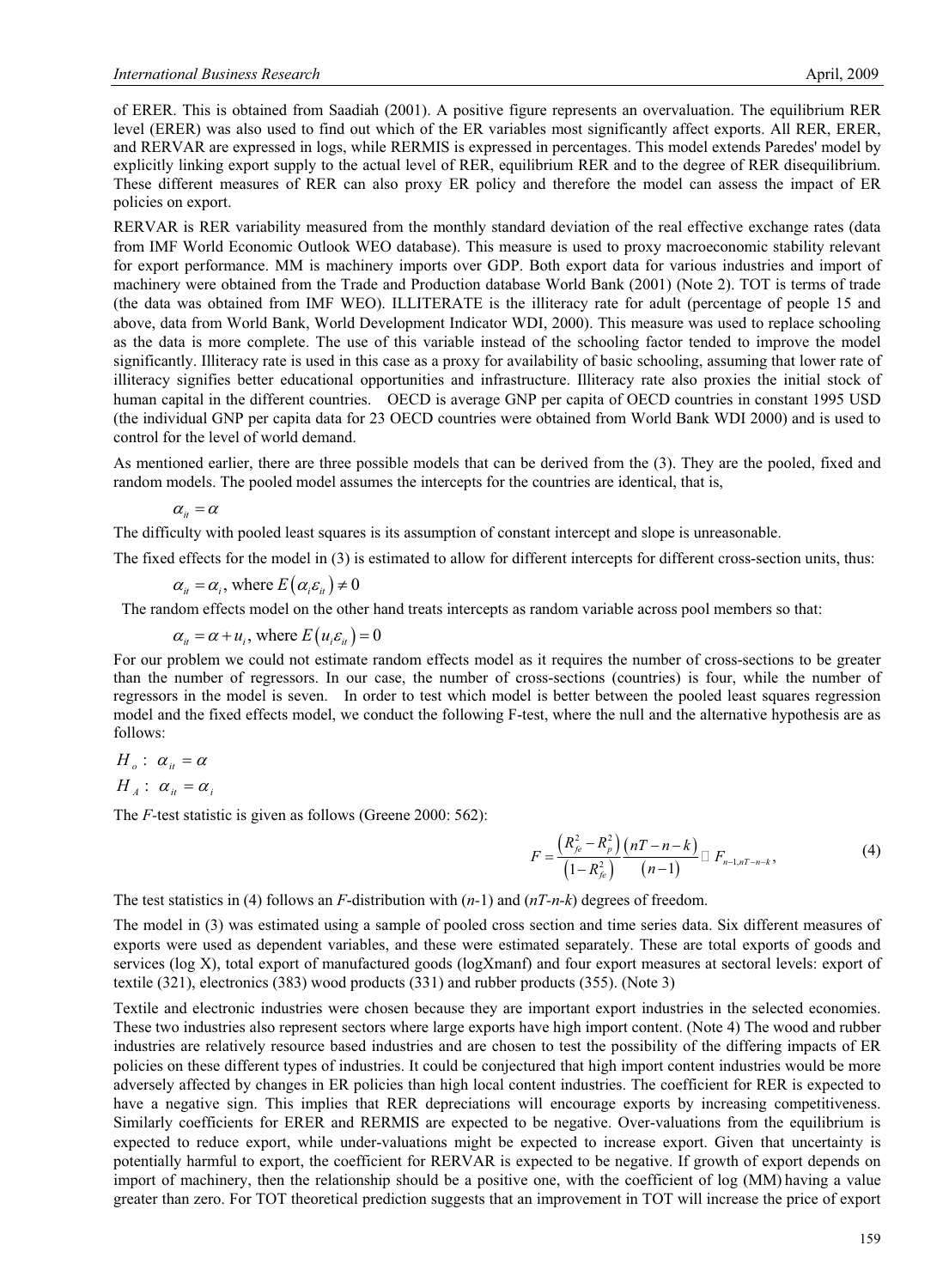of ERER. This is obtained from Saadiah (2001). A positive figure represents an overvaluation. The equilibrium RER level (ERER) was also used to find out which of the ER variables most significantly affect exports. All RER, ERER, and RERVAR are expressed in logs, while RERMIS is expressed in percentages. This model extends Paredes' model by explicitly linking export supply to the actual level of RER, equilibrium RER and to the degree of RER disequilibrium. These different measures of RER can also proxy ER policy and therefore the model can assess the impact of ER policies on export.

RERVAR is RER variability measured from the monthly standard deviation of the real effective exchange rates (data from IMF World Economic Outlook WEO database). This measure is used to proxy macroeconomic stability relevant for export performance. MM is machinery imports over GDP. Both export data for various industries and import of machinery were obtained from the Trade and Production database World Bank (2001) (Note 2). TOT is terms of trade (the data was obtained from IMF WEO). ILLITERATE is the illiteracy rate for adult (percentage of people 15 and above, data from World Bank, World Development Indicator WDI, 2000). This measure was used to replace schooling as the data is more complete. The use of this variable instead of the schooling factor tended to improve the model significantly. Illiteracy rate is used in this case as a proxy for availability of basic schooling, assuming that lower rate of illiteracy signifies better educational opportunities and infrastructure. Illiteracy rate also proxies the initial stock of human capital in the different countries. OECD is average GNP per capita of OECD countries in constant 1995 USD (the individual GNP per capita data for 23 OECD countries were obtained from World Bank WDI 2000) and is used to control for the level of world demand.

As mentioned earlier, there are three possible models that can be derived from the (3). They are the pooled, fixed and random models. The pooled model assumes the intercepts for the countries are identical, that is,

$$\alpha_{it} = \alpha$$

The difficulty with pooled least squares is its assumption of constant intercept and slope is unreasonable.

The fixed effects for the model in (3) is estimated to allow for different intercepts for different cross-section units, thus:

$$\alpha_{it} = \alpha_i, \text{ where } E(\alpha_i \varepsilon_{it}) \neq 0$$

The random effects model on the other hand treats intercepts as random variable across pool members so that:

$$\alpha_{it} = \alpha + u_i, \text{ where } E(u_i \varepsilon_{it}) = 0$$

For our problem we could not estimate random effects model as it requires the number of cross-sections to be greater than the number of regressors. In our case, the number of cross-sections (countries) is four, while the number of regressors in the model is seven. In order to test which model is better between the pooled least squares regression model and the fixed effects model, we conduct the following F-test, where the null and the alternative hypothesis are as follows:

$$H_o: \ \alpha_{it} = \alpha$$

$$H_A: \ \alpha_{it} = \alpha_i$$

The *F*-test statistic is given as follows (Greene 2000: 562):

$$F = \frac{\left(R_{fe}^2 - R_p^2\right)}{\left(1 - R_{fe}^2\right)} \frac{\left(nT - n - k\right)}{\left(n - 1\right)} \sim F_{n-1, nT-n-k}, \tag{4}$$

The test statistics in (4) follows an *F*-distribution with ($n$-1) and ($nT$-$n$-$k$) degrees of freedom.

The model in (3) was estimated using a sample of pooled cross section and time series data. Six different measures of exports were used as dependent variables, and these were estimated separately. These are total exports of goods and services (log X), total export of manufactured goods (logXmanf) and four export measures at sectoral levels: export of textile (321), electronics (383) wood products (331) and rubber products (355). (Note 3)

Textile and electronic industries were chosen because they are important export industries in the selected economies. These two industries also represent sectors where large exports have high import content. (Note 4) The wood and rubber industries are relatively resource based industries and are chosen to test the possibility of the differing impacts of ER policies on these different types of industries. It could be conjectured that high import content industries would be more adversely affected by changes in ER policies than high local content industries. The coefficient for RER is expected to have a negative sign. This implies that RER depreciations will encourage exports by increasing competitiveness. Similarly coefficients for ERER and RERMIS are expected to be negative. Over-valuations from the equilibrium is expected to reduce export, while under-valuations might be expected to increase export. Given that uncertainty is potentially harmful to export, the coefficient for RERVAR is expected to be negative. If growth of export depends on import of machinery, then the relationship should be a positive one, with the coefficient of log (MM) having a value greater than zero. For TOT theoretical prediction suggests that an improvement in TOT will increase the price of export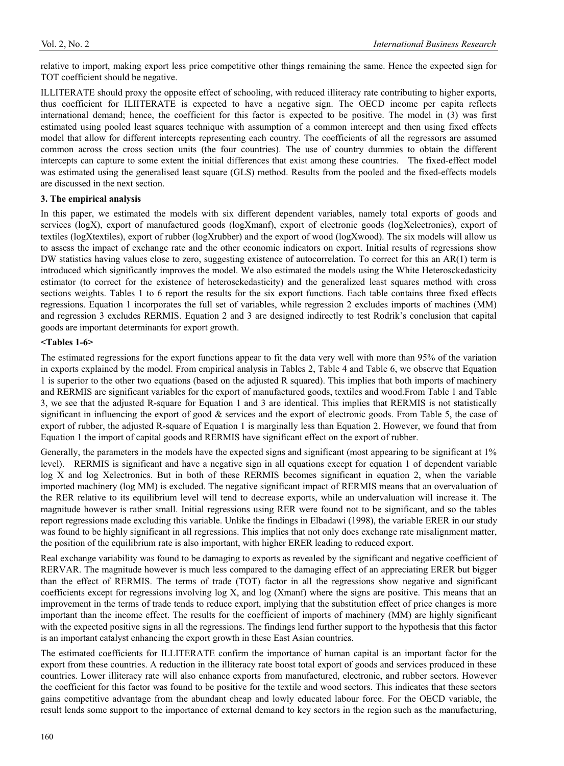relative to import, making export less price competitive other things remaining the same. Hence the expected sign for TOT coefficient should be negative.

ILLITERATE should proxy the opposite effect of schooling, with reduced illiteracy rate contributing to higher exports, thus coefficient for ILIITERATE is expected to have a negative sign. The OECD income per capita reflects international demand; hence, the coefficient for this factor is expected to be positive. The model in (3) was first estimated using pooled least squares technique with assumption of a common intercept and then using fixed effects model that allow for different intercepts representing each country. The coefficients of all the regressors are assumed common across the cross section units (the four countries). The use of country dummies to obtain the different intercepts can capture to some extent the initial differences that exist among these countries. The fixed-effect model was estimated using the generalised least square (GLS) method. Results from the pooled and the fixed-effects models are discussed in the next section.

## 3. The empirical analysis

In this paper, we estimated the models with six different dependent variables, namely total exports of goods and services (logX), export of manufactured goods (logXmanf), export of electronic goods (logXelectronics), export of textiles (logXtextiles), export of rubber (logXrubber) and the export of wood (logXwood). The six models will allow us to assess the impact of exchange rate and the other economic indicators on export. Initial results of regressions show DW statistics having values close to zero, suggesting existence of autocorrelation. To correct for this an AR(1) term is introduced which significantly improves the model. We also estimated the models using the White Heterosckedasticity estimator (to correct for the existence of heterosckedasticity) and the generalized least squares method with cross sections weights. Tables 1 to 6 report the results for the six export functions. Each table contains three fixed effects regressions. Equation 1 incorporates the full set of variables, while regression 2 excludes imports of machines (MM) and regression 3 excludes RERMIS. Equation 2 and 3 are designed indirectly to test Rodrik's conclusion that capital goods are important determinants for export growth.

**<Tables 1-6>**

The estimated regressions for the export functions appear to fit the data very well with more than 95% of the variation in exports explained by the model. From empirical analysis in Tables 2, Table 4 and Table 6, we observe that Equation 1 is superior to the other two equations (based on the adjusted R squared). This implies that both imports of machinery and RERMIS are significant variables for the export of manufactured goods, textiles and wood.From Table 1 and Table 3, we see that the adjusted R-square for Equation 1 and 3 are identical. This implies that RERMIS is not statistically significant in influencing the export of good & services and the export of electronic goods. From Table 5, the case of export of rubber, the adjusted R-square of Equation 1 is marginally less than Equation 2. However, we found that from Equation 1 the import of capital goods and RERMIS have significant effect on the export of rubber.

Generally, the parameters in the models have the expected signs and significant (most appearing to be significant at 1% level). RERMIS is significant and have a negative sign in all equations except for equation 1 of dependent variable log X and log Xelectronics. But in both of these RERMIS becomes significant in equation 2, when the variable imported machinery (log MM) is excluded. The negative significant impact of RERMIS means that an overvaluation of the RER relative to its equilibrium level will tend to decrease exports, while an undervaluation will increase it. The magnitude however is rather small. Initial regressions using RER were found not to be significant, and so the tables report regressions made excluding this variable. Unlike the findings in Elbadawi (1998), the variable ERER in our study was found to be highly significant in all regressions. This implies that not only does exchange rate misalignment matter, the position of the equilibrium rate is also important, with higher ERER leading to reduced export.

Real exchange variability was found to be damaging to exports as revealed by the significant and negative coefficient of RERVAR. The magnitude however is much less compared to the damaging effect of an appreciating ERER but bigger than the effect of RERMIS. The terms of trade (TOT) factor in all the regressions show negative and significant coefficients except for regressions involving log X, and log (Xmanf) where the signs are positive. This means that an improvement in the terms of trade tends to reduce export, implying that the substitution effect of price changes is more important than the income effect. The results for the coefficient of imports of machinery (MM) are highly significant with the expected positive signs in all the regressions. The findings lend further support to the hypothesis that this factor is an important catalyst enhancing the export growth in these East Asian countries.

The estimated coefficients for ILLITERATE confirm the importance of human capital is an important factor for the export from these countries. A reduction in the illiteracy rate boost total export of goods and services produced in these countries. Lower illiteracy rate will also enhance exports from manufactured, electronic, and rubber sectors. However the coefficient for this factor was found to be positive for the textile and wood sectors. This indicates that these sectors gains competitive advantage from the abundant cheap and lowly educated labour force. For the OECD variable, the result lends some support to the importance of external demand to key sectors in the region such as the manufacturing,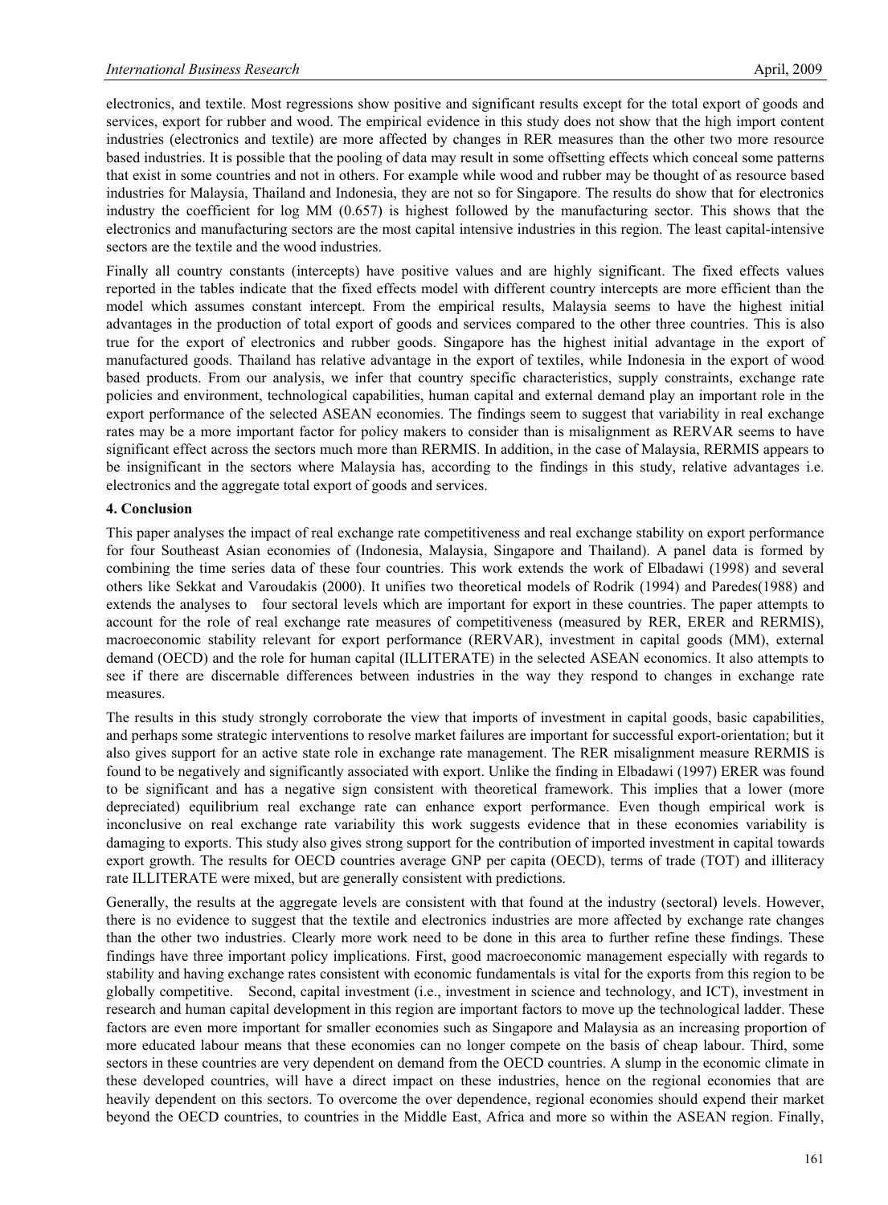electronics, and textile. Most regressions show positive and significant results except for the total export of goods and services, export for rubber and wood. The empirical evidence in this study does not show that the high import content industries (electronics and textile) are more affected by changes in RER measures than the other two more resource based industries. It is possible that the pooling of data may result in some offsetting effects which conceal some patterns that exist in some countries and not in others. For example while wood and rubber may be thought of as resource based industries for Malaysia, Thailand and Indonesia, they are not so for Singapore. The results do show that for electronics industry the coefficient for log MM (0.657) is highest followed by the manufacturing sector. This shows that the electronics and manufacturing sectors are the most capital intensive industries in this region. The least capital-intensive sectors are the textile and the wood industries.

Finally all country constants (intercepts) have positive values and are highly significant. The fixed effects values reported in the tables indicate that the fixed effects model with different country intercepts are more efficient than the model which assumes constant intercept. From the empirical results, Malaysia seems to have the highest initial advantages in the production of total export of goods and services compared to the other three countries. This is also true for the export of electronics and rubber goods. Singapore has the highest initial advantage in the export of manufactured goods. Thailand has relative advantage in the export of textiles, while Indonesia in the export of wood based products. From our analysis, we infer that country specific characteristics, supply constraints, exchange rate policies and environment, technological capabilities, human capital and external demand play an important role in the export performance of the selected ASEAN economies. The findings seem to suggest that variability in real exchange rates may be a more important factor for policy makers to consider than is misalignment as RERVAR seems to have significant effect across the sectors much more than RERMIS. In addition, in the case of Malaysia, RERMIS appears to be insignificant in the sectors where Malaysia has, according to the findings in this study, relative advantages i.e. electronics and the aggregate total export of goods and services.

## 4. Conclusion

This paper analyses the impact of real exchange rate competitiveness and real exchange stability on export performance for four Southeast Asian economies of (Indonesia, Malaysia, Singapore and Thailand). A panel data is formed by combining the time series data of these four countries. This work extends the work of Elbadawi (1998) and several others like Sekkat and Varoudakis (2000). It unifies two theoretical models of Rodrik (1994) and Paredes(1988) and extends the analyses to four sectoral levels which are important for export in these countries. The paper attempts to account for the role of real exchange rate measures of competitiveness (measured by RER, ERER and RERMIS), macroeconomic stability relevant for export performance (RERVAR), investment in capital goods (MM), external demand (OECD) and the role for human capital (ILLITERATE) in the selected ASEAN economics. It also attempts to see if there are discernable differences between industries in the way they respond to changes in exchange rate measures.

The results in this study strongly corroborate the view that imports of investment in capital goods, basic capabilities, and perhaps some strategic interventions to resolve market failures are important for successful export-orientation; but it also gives support for an active state role in exchange rate management. The RER misalignment measure RERMIS is found to be negatively and significantly associated with export. Unlike the finding in Elbadawi (1997) ERER was found to be significant and has a negative sign consistent with theoretical framework. This implies that a lower (more depreciated) equilibrium real exchange rate can enhance export performance. Even though empirical work is inconclusive on real exchange rate variability this work suggests evidence that in these economies variability is damaging to exports. This study also gives strong support for the contribution of imported investment in capital towards export growth. The results for OECD countries average GNP per capita (OECD), terms of trade (TOT) and illiteracy rate ILLITERATE were mixed, but are generally consistent with predictions.

Generally, the results at the aggregate levels are consistent with that found at the industry (sectoral) levels. However, there is no evidence to suggest that the textile and electronics industries are more affected by exchange rate changes than the other two industries. Clearly more work need to be done in this area to further refine these findings. These findings have three important policy implications. First, good macroeconomic management especially with regards to stability and having exchange rates consistent with economic fundamentals is vital for the exports from this region to be globally competitive. Second, capital investment (i.e., investment in science and technology, and ICT), investment in research and human capital development in this region are important factors to move up the technological ladder. These factors are even more important for smaller economies such as Singapore and Malaysia as an increasing proportion of more educated labour means that these economies can no longer compete on the basis of cheap labour. Third, some sectors in these countries are very dependent on demand from the OECD countries. A slump in the economic climate in these developed countries, will have a direct impact on these industries, hence on the regional economies that are heavily dependent on this sectors. To overcome the over dependence, regional economies should expend their market beyond the OECD countries, to countries in the Middle East, Africa and more so within the ASEAN region. Finally,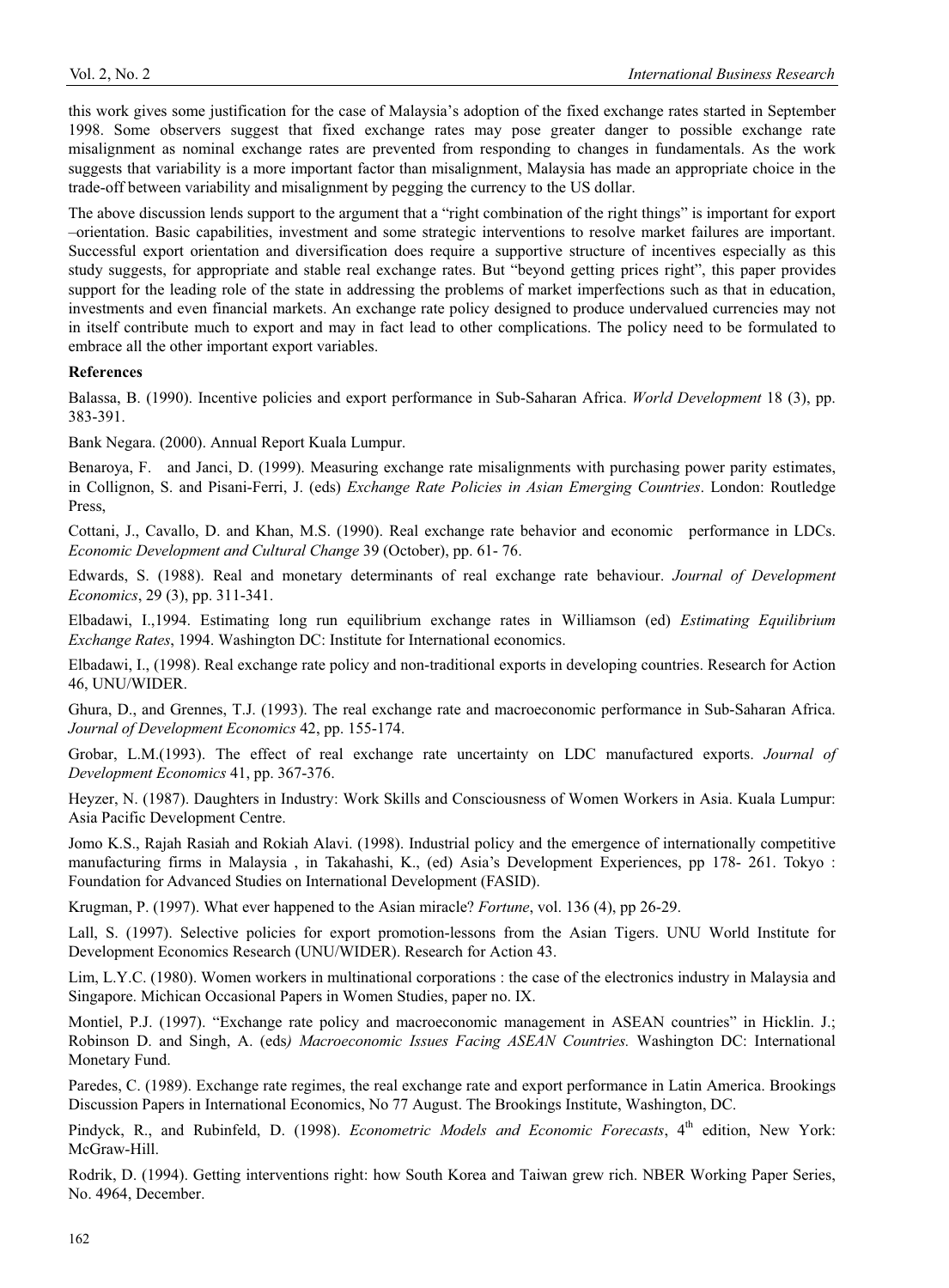this work gives some justification for the case of Malaysia's adoption of the fixed exchange rates started in September 1998. Some observers suggest that fixed exchange rates may pose greater danger to possible exchange rate misalignment as nominal exchange rates are prevented from responding to changes in fundamentals. As the work suggests that variability is a more important factor than misalignment, Malaysia has made an appropriate choice in the trade-off between variability and misalignment by pegging the currency to the US dollar.

The above discussion lends support to the argument that a "right combination of the right things" is important for export –orientation. Basic capabilities, investment and some strategic interventions to resolve market failures are important. Successful export orientation and diversification does require a supportive structure of incentives especially as this study suggests, for appropriate and stable real exchange rates. But "beyond getting prices right", this paper provides support for the leading role of the state in addressing the problems of market imperfections such as that in education, investments and even financial markets. An exchange rate policy designed to produce undervalued currencies may not in itself contribute much to export and may in fact lead to other complications. The policy need to be formulated to embrace all the other important export variables.

**References**

Balassa, B. (1990). Incentive policies and export performance in Sub-Saharan Africa. *World Development* 18 (3), pp. 383-391.

Bank Negara. (2000). Annual Report Kuala Lumpur.

Benaroya, F. and Janci, D. (1999). Measuring exchange rate misalignments with purchasing power parity estimates, in Collignon, S. and Pisani-Ferri, J. (eds) *Exchange Rate Policies in Asian Emerging Countries*. London: Routledge Press,

Cottani, J., Cavallo, D. and Khan, M.S. (1990). Real exchange rate behavior and economic performance in LDCs. *Economic Development and Cultural Change* 39 (October), pp. 61- 76.

Edwards, S. (1988). Real and monetary determinants of real exchange rate behaviour. *Journal of Development Economics*, 29 (3), pp. 311-341.

Elbadawi, I.,1994. Estimating long run equilibrium exchange rates in Williamson (ed) *Estimating Equilibrium Exchange Rates*, 1994. Washington DC: Institute for International economics.

Elbadawi, I., (1998). Real exchange rate policy and non-traditional exports in developing countries. Research for Action 46, UNU/WIDER.

Ghura, D., and Grennes, T.J. (1993). The real exchange rate and macroeconomic performance in Sub-Saharan Africa. *Journal of Development Economics* 42, pp. 155-174.

Grobar, L.M.(1993). The effect of real exchange rate uncertainty on LDC manufactured exports. *Journal of Development Economics* 41, pp. 367-376.

Heyzer, N. (1987). Daughters in Industry: Work Skills and Consciousness of Women Workers in Asia. Kuala Lumpur: Asia Pacific Development Centre.

Jomo K.S., Rajah Rasiah and Rokiah Alavi. (1998). Industrial policy and the emergence of internationally competitive manufacturing firms in Malaysia , in Takahashi, K., (ed) Asia's Development Experiences, pp 178- 261. Tokyo : Foundation for Advanced Studies on International Development (FASID).

Krugman, P. (1997). What ever happened to the Asian miracle? *Fortune*, vol. 136 (4), pp 26-29.

Lall, S. (1997). Selective policies for export promotion-lessons from the Asian Tigers. UNU World Institute for Development Economics Research (UNU/WIDER). Research for Action 43.

Lim, L.Y.C. (1980). Women workers in multinational corporations : the case of the electronics industry in Malaysia and Singapore. Michican Occasional Papers in Women Studies, paper no. IX.

Montiel, P.J. (1997). "Exchange rate policy and macroeconomic management in ASEAN countries" in Hicklin. J.; Robinson D. and Singh, A. (eds*) Macroeconomic Issues Facing ASEAN Countries.* Washington DC: International Monetary Fund.

Paredes, C. (1989). Exchange rate regimes, the real exchange rate and export performance in Latin America. Brookings Discussion Papers in International Economics, No 77 August. The Brookings Institute, Washington, DC.

Pindyck, R., and Rubinfeld, D. (1998). *Econometric Models and Economic Forecasts*, 4th edition, New York: McGraw-Hill.

Rodrik, D. (1994). Getting interventions right: how South Korea and Taiwan grew rich. NBER Working Paper Series, No. 4964, December.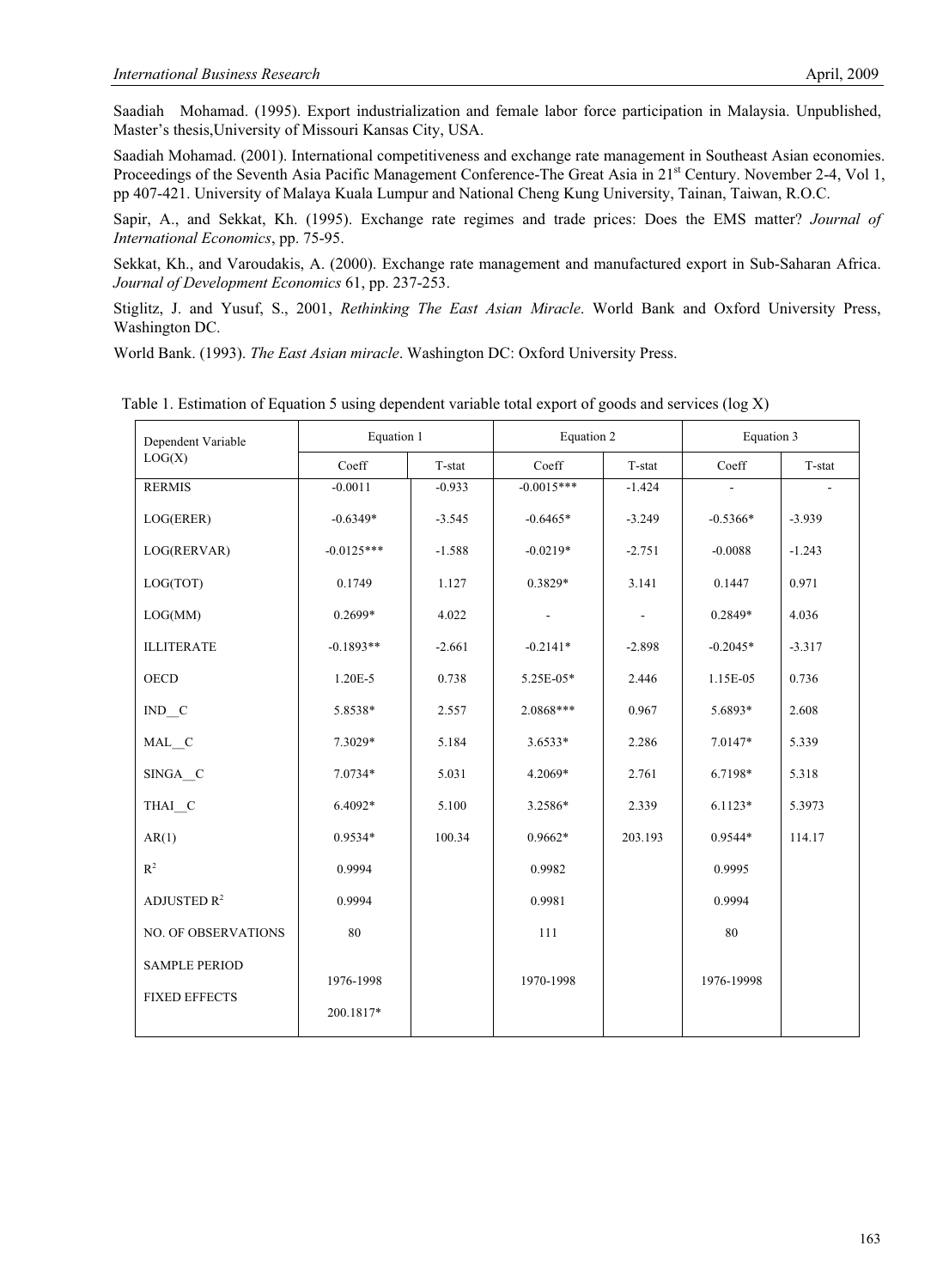Saadiah Mohamad. (1995). Export industrialization and female labor force participation in Malaysia. Unpublished, Master's thesis,University of Missouri Kansas City, USA.

Saadiah Mohamad. (2001). International competitiveness and exchange rate management in Southeast Asian economies. Proceedings of the Seventh Asia Pacific Management Conference-The Great Asia in 21st Century. November 2-4, Vol 1, pp 407-421. University of Malaya Kuala Lumpur and National Cheng Kung University, Tainan, Taiwan, R.O.C.

Sapir, A., and Sekkat, Kh. (1995). Exchange rate regimes and trade prices: Does the EMS matter? *Journal of International Economics*, pp. 75-95.

Sekkat, Kh., and Varoudakis, A. (2000). Exchange rate management and manufactured export in Sub-Saharan Africa. *Journal of Development Economics* 61, pp. 237-253.

Stiglitz, J. and Yusuf, S., 2001, *Rethinking The East Asian Miracle*. World Bank and Oxford University Press, Washington DC.

World Bank. (1993). *The East Asian miracle*. Washington DC: Oxford University Press.

Table 1. Estimation of Equation 5 using dependent variable total export of goods and services (log X)

| Dependent Variable LOG(X) | Equation 1 | | Equation 2 | | Equation 3 | |
|---|---|---|---|---|---|---|
| | Coeff | T-stat | Coeff | T-stat | Coeff | T-stat |
| RERMIS | -0.0011 | -0.933 | -0.0015*** | -1.424 | - | - |
| LOG(ERER) | -0.6349* | -3.545 | -0.6465* | -3.249 | -0.5366* | -3.939 |
| LOG(RERVAR) | -0.0125*** | -1.588 | -0.0219* | -2.751 | -0.0088 | -1.243 |
| LOG(TOT) | 0.1749 | 1.127 | 0.3829* | 3.141 | 0.1447 | 0.971 |
| LOG(MM) | 0.2699* | 4.022 | - | - | 0.2849* | 4.036 |
| ILLITERATE | -0.1893** | -2.661 | -0.2141* | -2.898 | -0.2045* | -3.317 |
| OECD | 1.20E-5 | 0.738 | 5.25E-05* | 2.446 | 1.15E-05 | 0.736 |
| IND__C | 5.8538* | 2.557 | 2.0868*** | 0.967 | 5.6893* | 2.608 |
| MAL__C | 7.3029* | 5.184 | 3.6533* | 2.286 | 7.0147* | 5.339 |
| SINGA__C | 7.0734* | 5.031 | 4.2069* | 2.761 | 6.7198* | 5.318 |
| THAI__C | 6.4092* | 5.100 | 3.2586* | 2.339 | 6.1123* | 5.3973 |
| AR(1) | 0.9534* | 100.34 | 0.9662* | 203.193 | 0.9544* | 114.17 |
| $R^2$ | 0.9994 | | 0.9982 | | 0.9995 | |
| ADJUSTED $R^2$ | 0.9994 | | 0.9981 | | 0.9994 | |
| NO. OF OBSERVATIONS | 80 | | 111 | | 80 | |
| SAMPLE PERIOD | 1976-1998 | | 1970-1998 | | 1976-19998 | |
| FIXED EFFECTS | 200.1817* | | | | | |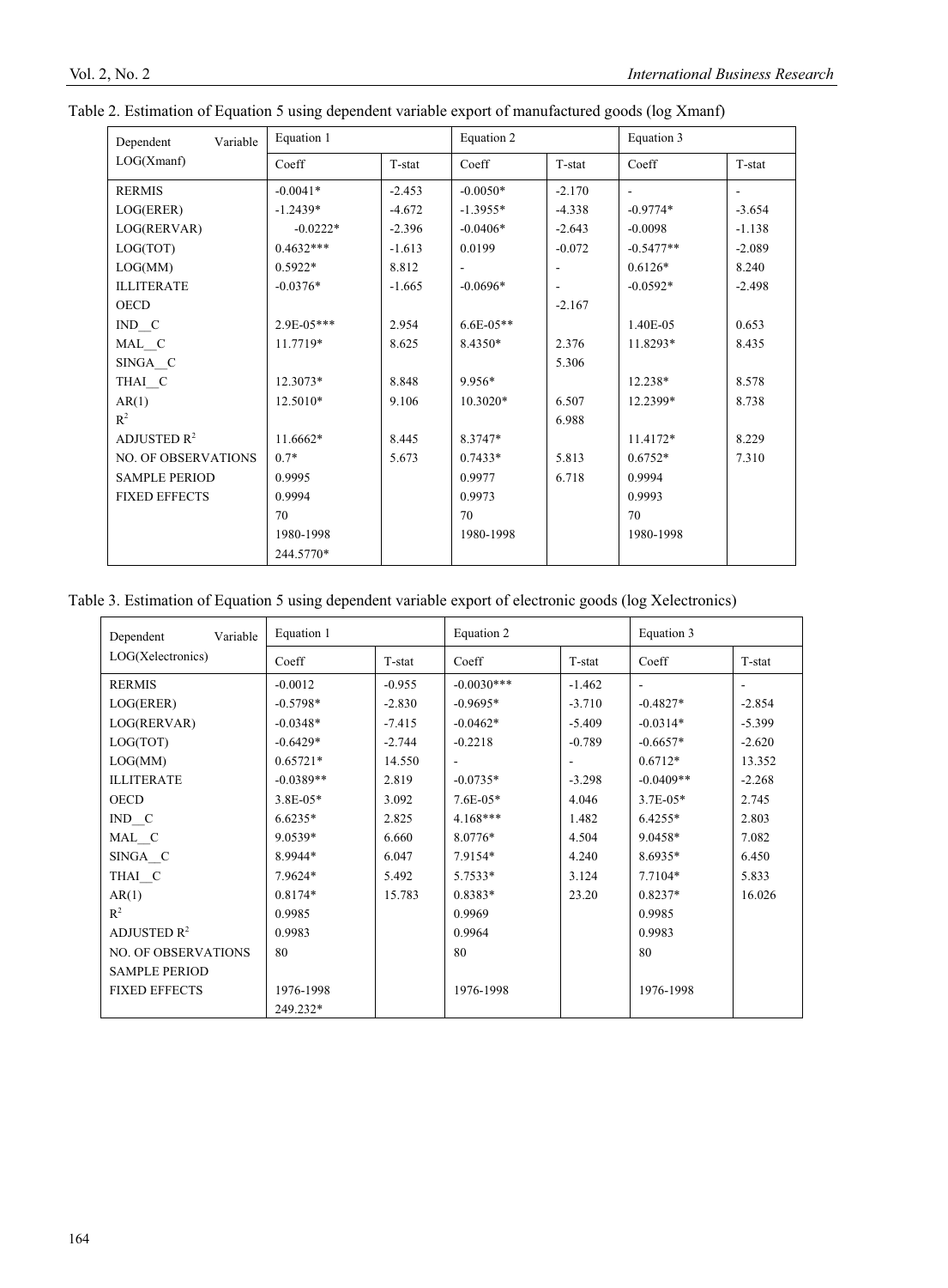Table 2. Estimation of Equation 5 using dependent variable export of manufactured goods (log Xmanf)

| Dependent Variable LOG(Xmanf) | Equation 1 | | Equation 2 | | Equation 3 | |
|---|---|---|---|---|---|---|
| | Coeff | T-stat | Coeff | T-stat | Coeff | T-stat |
| RERMIS | -0.0041* | -2.453 | -0.0050* | -2.170 | - | - |
| LOG(ERER) | -1.2439* | -4.672 | -1.3955* | -4.338 | -0.9774* | -3.654 |
| LOG(RERVAR) | -0.0222* | -2.396 | -0.0406* | -2.643 | -0.0098 | -1.138 |
| LOG(TOT) | 0.4632*** | -1.613 | 0.0199 | -0.072 | -0.5477** | -2.089 |
| LOG(MM) | 0.5922* | 8.812 | - | - | 0.6126* | 8.240 |
| ILLITERATE | -0.0376* | -1.665 | -0.0696* | - | -0.0592* | -2.498 |
| OECD | | | | -2.167 | | |
| IND__C | 2.9E-05*** | 2.954 | 6.6E-05** | | 1.40E-05 | 0.653 |
| MAL__C | 11.7719* | 8.625 | 8.4350* | 2.376 | 11.8293* | 8.435 |
| SINGA__C | | | | 5.306 | | |
| THAI__C | 12.3073* | 8.848 | 9.956* | | 12.238* | 8.578 |
| AR(1) | 12.5010* | 9.106 | 10.3020* | 6.507 | 12.2399* | 8.738 |
| $R^2$ | | | | 6.988 | | |
| ADJUSTED $R^2$ | 11.6662* | 8.445 | 8.3747* | | 11.4172* | 8.229 |
| NO. OF OBSERVATIONS | 0.7* | 5.673 | 0.7433* | 5.813 | 0.6752* | 7.310 |
| SAMPLE PERIOD | 0.9995 | | 0.9977 | 6.718 | 0.9994 | |
| FIXED EFFECTS | 0.9994 | | 0.9973 | | 0.9993 | |
| | 70 | | 70 | | 70 | |
| | 1980-1998 | | 1980-1998 | | 1980-1998 | |
| | 244.5770* | | | | | |

Table 3. Estimation of Equation 5 using dependent variable export of electronic goods (log Xelectronics)

| Dependent Variable LOG(Xelectronics) | Equation 1 | | Equation 2 | | Equation 3 | |
|---|---|---|---|---|---|---|
| | Coeff | T-stat | Coeff | T-stat | Coeff | T-stat |
| RERMIS | -0.0012 | -0.955 | -0.0030*** | -1.462 | - | - |
| LOG(ERER) | -0.5798* | -2.830 | -0.9695* | -3.710 | -0.4827* | -2.854 |
| LOG(RERVAR) | -0.0348* | -7.415 | -0.0462* | -5.409 | -0.0314* | -5.399 |
| LOG(TOT) | -0.6429* | -2.744 | -0.2218 | -0.789 | -0.6657* | -2.620 |
| LOG(MM) | 0.65721* | 14.550 | - | - | 0.6712* | 13.352 |
| ILLITERATE | -0.0389** | 2.819 | -0.0735* | -3.298 | -0.0409** | -2.268 |
| OECD | 3.8E-05* | 3.092 | 7.6E-05* | 4.046 | 3.7E-05* | 2.745 |
| IND__C | 6.6235* | 2.825 | 4.168*** | 1.482 | 6.4255* | 2.803 |
| MAL__C | 9.0539* | 6.660 | 8.0776* | 4.504 | 9.0458* | 7.082 |
| SINGA__C | 8.9944* | 6.047 | 7.9154* | 4.240 | 8.6935* | 6.450 |
| THAI__C | 7.9624* | 5.492 | 5.7533* | 3.124 | 7.7104* | 5.833 |
| AR(1) | 0.8174* | 15.783 | 0.8383* | 23.20 | 0.8237* | 16.026 |
| $R^2$ | 0.9985 | | 0.9969 | | 0.9985 | |
| ADJUSTED $R^2$ | 0.9983 | | 0.9964 | | 0.9983 | |
| NO. OF OBSERVATIONS | 80 | | 80 | | 80 | |
| SAMPLE PERIOD | | | | | | |
| FIXED EFFECTS | 1976-1998 | | 1976-1998 | | 1976-1998 | |
| | 249.232* | | | | | |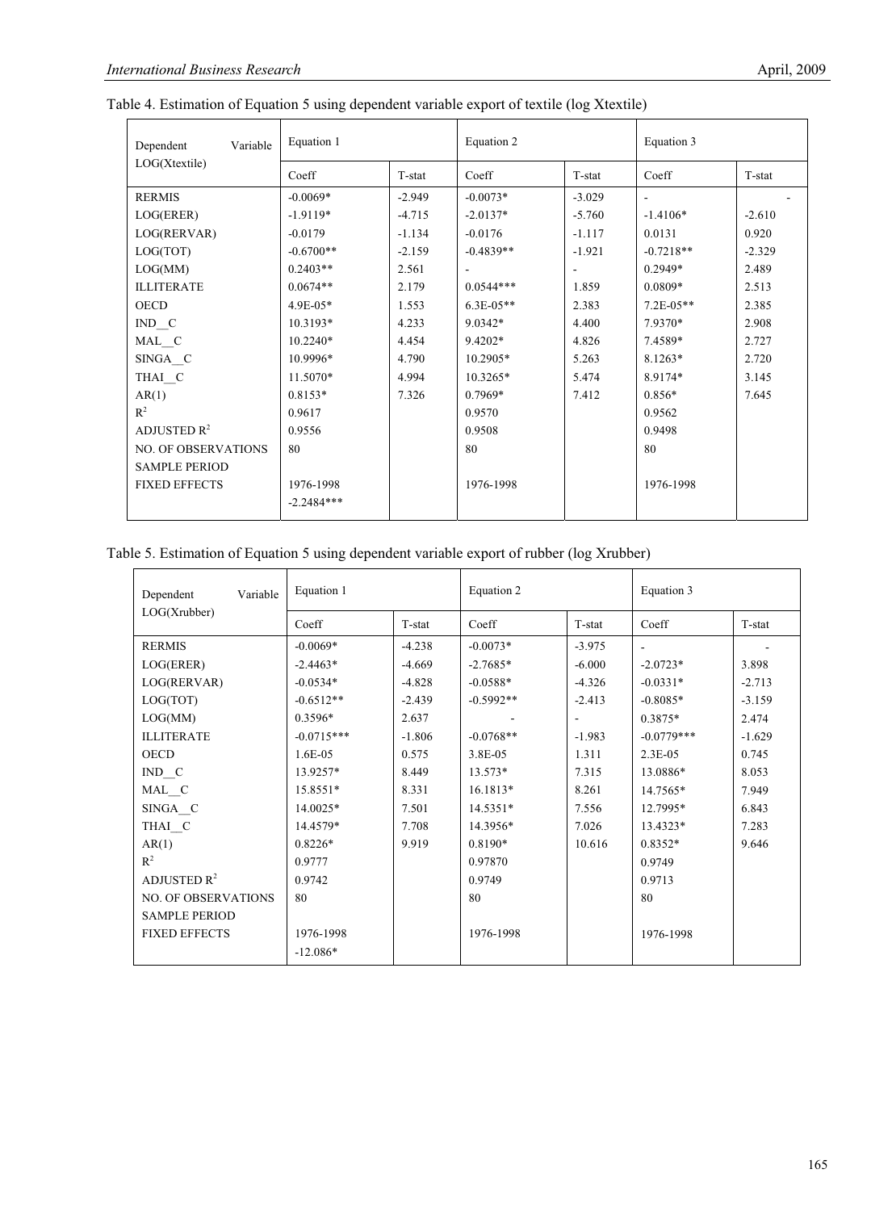Table 4. Estimation of Equation 5 using dependent variable export of textile (log Xtextile)

| Dependent Variable LOG(Xtextile) | Equation 1 | | Equation 2 | | Equation 3 | |
|---|---|---|---|---|---|---|
| | Coeff | T-stat | Coeff | T-stat | Coeff | T-stat |
| RERMIS | -0.0069* | -2.949 | -0.0073* | -3.029 | - | - |
| LOG(ERER) | -1.9119* | -4.715 | -2.0137* | -5.760 | -1.4106* | -2.610 |
| LOG(RERVAR) | -0.0179 | -1.134 | -0.0176 | -1.117 | 0.0131 | 0.920 |
| LOG(TOT) | -0.6700** | -2.159 | -0.4839** | -1.921 | -0.7218** | -2.329 |
| LOG(MM) | 0.2403** | 2.561 | - | - | 0.2949* | 2.489 |
| ILLITERATE | 0.0674** | 2.179 | 0.0544*** | 1.859 | 0.0809* | 2.513 |
| OECD | 4.9E-05* | 1.553 | 6.3E-05** | 2.383 | 7.2E-05** | 2.385 |
| IND__C | 10.3193* | 4.233 | 9.0342* | 4.400 | 7.9370* | 2.908 |
| MAL__C | 10.2240* | 4.454 | 9.4202* | 4.826 | 7.4589* | 2.727 |
| SINGA__C | 10.9996* | 4.790 | 10.2905* | 5.263 | 8.1263* | 2.720 |
| THAI__C | 11.5070* | 4.994 | 10.3265* | 5.474 | 8.9174* | 3.145 |
| AR(1) | 0.8153* | 7.326 | 0.7969* | 7.412 | 0.856* | 7.645 |
| $R^2$ | 0.9617 | | 0.9570 | | 0.9562 | |
| ADJUSTED $R^2$ | 0.9556 | | 0.9508 | | 0.9498 | |
| NO. OF OBSERVATIONS | 80 | | 80 | | 80 | |
| SAMPLE PERIOD | | | | | | |
| FIXED EFFECTS | 1976-1998 | | 1976-1998 | | 1976-1998 | |
| | -2.2484*** | | | | | |

Table 5. Estimation of Equation 5 using dependent variable export of rubber (log Xrubber)

| Dependent Variable LOG(Xrubber) | Equation 1 | | Equation 2 | | Equation 3 | |
|---|---|---|---|---|---|---|
| | Coeff | T-stat | Coeff | T-stat | Coeff | T-stat |
| RERMIS | -0.0069* | -4.238 | -0.0073* | -3.975 | - | - |
| LOG(ERER) | -2.4463* | -4.669 | -2.7685* | -6.000 | -2.0723* | 3.898 |
| LOG(RERVAR) | -0.0534* | -4.828 | -0.0588* | -4.326 | -0.0331* | -2.713 |
| LOG(TOT) | -0.6512** | -2.439 | -0.5992** | -2.413 | -0.8085* | -3.159 |
| LOG(MM) | 0.3596* | 2.637 | - | - | 0.3875* | 2.474 |
| ILLITERATE | -0.0715*** | -1.806 | -0.0768** | -1.983 | -0.0779*** | -1.629 |
| OECD | 1.6E-05 | 0.575 | 3.8E-05 | 1.311 | 2.3E-05 | 0.745 |
| IND__C | 13.9257* | 8.449 | 13.573* | 7.315 | 13.0886* | 8.053 |
| MAL__C | 15.8551* | 8.331 | 16.1813* | 8.261 | 14.7565* | 7.949 |
| SINGA__C | 14.0025* | 7.501 | 14.5351* | 7.556 | 12.7995* | 6.843 |
| THAI__C | 14.4579* | 7.708 | 14.3956* | 7.026 | 13.4323* | 7.283 |
| AR(1) | 0.8226* | 9.919 | 0.8190* | 10.616 | 0.8352* | 9.646 |
| $R^2$ | 0.9777 | | 0.97870 | | 0.9749 | |
| ADJUSTED $R^2$ | 0.9742 | | 0.9749 | | 0.9713 | |
| NO. OF OBSERVATIONS | 80 | | 80 | | 80 | |
| SAMPLE PERIOD | | | | | | |
| FIXED EFFECTS | 1976-1998 | | 1976-1998 | | 1976-1998 | |
| | -12.086* | | | | | |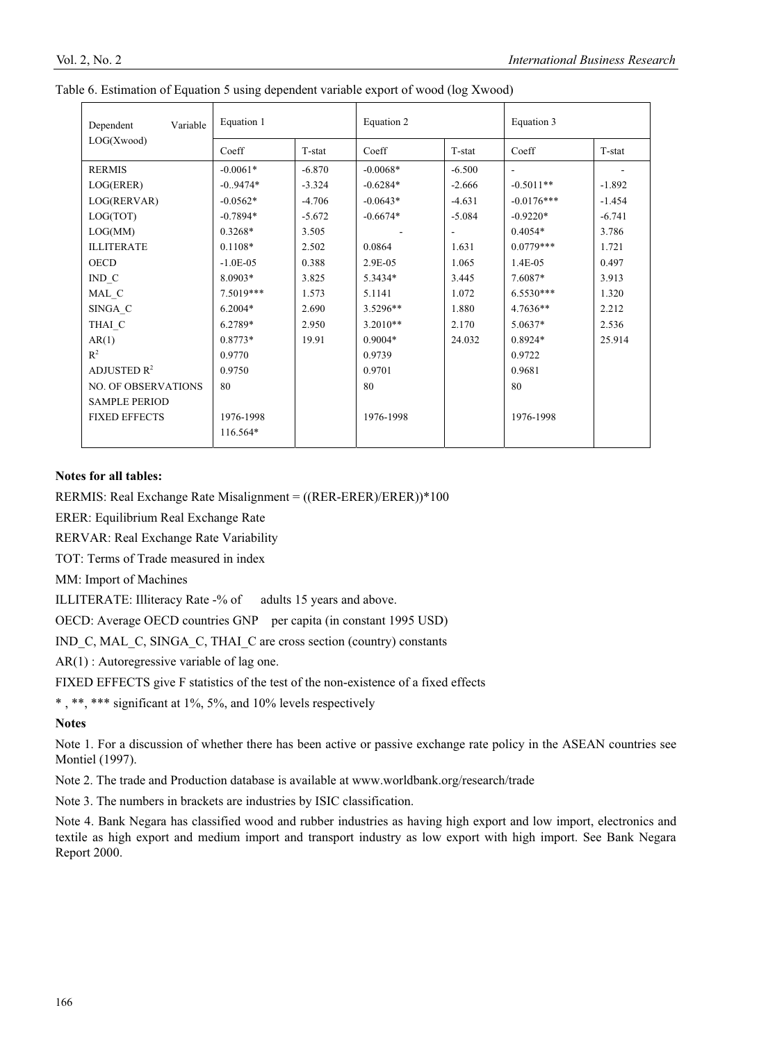Table 6. Estimation of Equation 5 using dependent variable export of wood (log Xwood)

| Dependent Variable LOG(Xwood) | Equation 1 | | Equation 2 | | Equation 3 | |
|---|---|---|---|---|---|---|
| | Coeff | T-stat | Coeff | T-stat | Coeff | T-stat |
| RERMIS | -0.0061* | -6.870 | -0.0068* | -6.500 | - | - |
| LOG(ERER) | -0..9474* | -3.324 | -0.6284* | -2.666 | -0.5011** | -1.892 |
| LOG(RERVAR) | -0.0562* | -4.706 | -0.0643* | -4.631 | -0.0176*** | -1.454 |
| LOG(TOT) | -0.7894* | -5.672 | -0.6674* | -5.084 | -0.9220* | -6.741 |
| LOG(MM) | 0.3268* | 3.505 | - | - | 0.4054* | 3.786 |
| ILLITERATE | 0.1108* | 2.502 | 0.0864 | 1.631 | 0.0779*** | 1.721 |
| OECD | -1.0E-05 | 0.388 | 2.9E-05 | 1.065 | 1.4E-05 | 0.497 |
| IND_C | 8.0903* | 3.825 | 5.3434* | 3.445 | 7.6087* | 3.913 |
| MAL_C | 7.5019*** | 1.573 | 5.1141 | 1.072 | 6.5530*** | 1.320 |
| SINGA_C | 6.2004* | 2.690 | 3.5296** | 1.880 | 4.7636** | 2.212 |
| THAI_C | 6.2789* | 2.950 | 3.2010** | 2.170 | 5.0637* | 2.536 |
| AR(1) | 0.8773* | 19.91 | 0.9004* | 24.032 | 0.8924* | 25.914 |
| $R^2$ | 0.9770 | | 0.9739 | | 0.9722 | |
| ADJUSTED $R^2$ | 0.9750 | | 0.9701 | | 0.9681 | |
| NO. OF OBSERVATIONS | 80 | | 80 | | 80 | |
| SAMPLE PERIOD | 1976-1998 | | 1976-1998 | | 1976-1998 | |
| FIXED EFFECTS | 116.564* | | | | | |

**Notes for all tables:**

RERMIS: Real Exchange Rate Misalignment = ((RER-ERER)/ERER))*100

ERER: Equilibrium Real Exchange Rate

RERVAR: Real Exchange Rate Variability

TOT: Terms of Trade measured in index

MM: Import of Machines

ILLITERATE: Illiteracy Rate -% of adults 15 years and above.

OECD: Average OECD countries GNP per capita (in constant 1995 USD)

IND_C, MAL_C, SINGA_C, THAI_C are cross section (country) constants

AR(1) : Autoregressive variable of lag one.

FIXED EFFECTS give F statistics of the test of the non-existence of a fixed effects

* , **, *** significant at 1%, 5%, and 10% levels respectively

**Notes**

Note 1. For a discussion of whether there has been active or passive exchange rate policy in the ASEAN countries see Montiel (1997).

Note 2. The trade and Production database is available at www.worldbank.org/research/trade

Note 3. The numbers in brackets are industries by ISIC classification.

Note 4. Bank Negara has classified wood and rubber industries as having high export and low import, electronics and textile as high export and medium import and transport industry as low export with high import. See Bank Negara Report 2000.